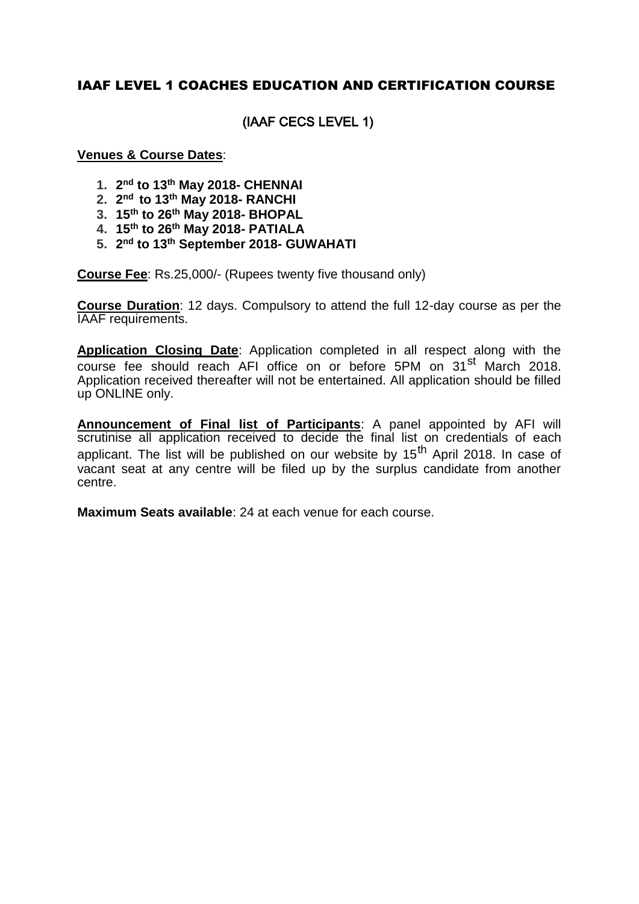# IAAF LEVEL 1 COACHES EDUCATION AND CERTIFICATION COURSE

## (IAAF CECS LEVEL 1)

**Venues & Course Dates**:

1. **2nd to 13th May 2018- CHENNAI**
2. **2nd to 13th May 2018- RANCHI**
3. **15th to 26th May 2018- BHOPAL**
4. **15th to 26th May 2018- PATIALA**
5. **2nd to 13th September 2018- GUWAHATI**

**Course Fee**: Rs.25,000/- (Rupees twenty five thousand only)

**Course Duration**: 12 days. Compulsory to attend the full 12-day course as per the IAAF requirements.

**Application Closing Date**: Application completed in all respect along with the course fee should reach AFI office on or before 5PM on 31st March 2018. Application received thereafter will not be entertained. All application should be filled up ONLINE only.

**Announcement of Final list of Participants**: A panel appointed by AFI will scrutinise all application received to decide the final list on credentials of each applicant. The list will be published on our website by 15th April 2018. In case of vacant seat at any centre will be filed up by the surplus candidate from another centre.

**Maximum Seats available**: 24 at each venue for each course.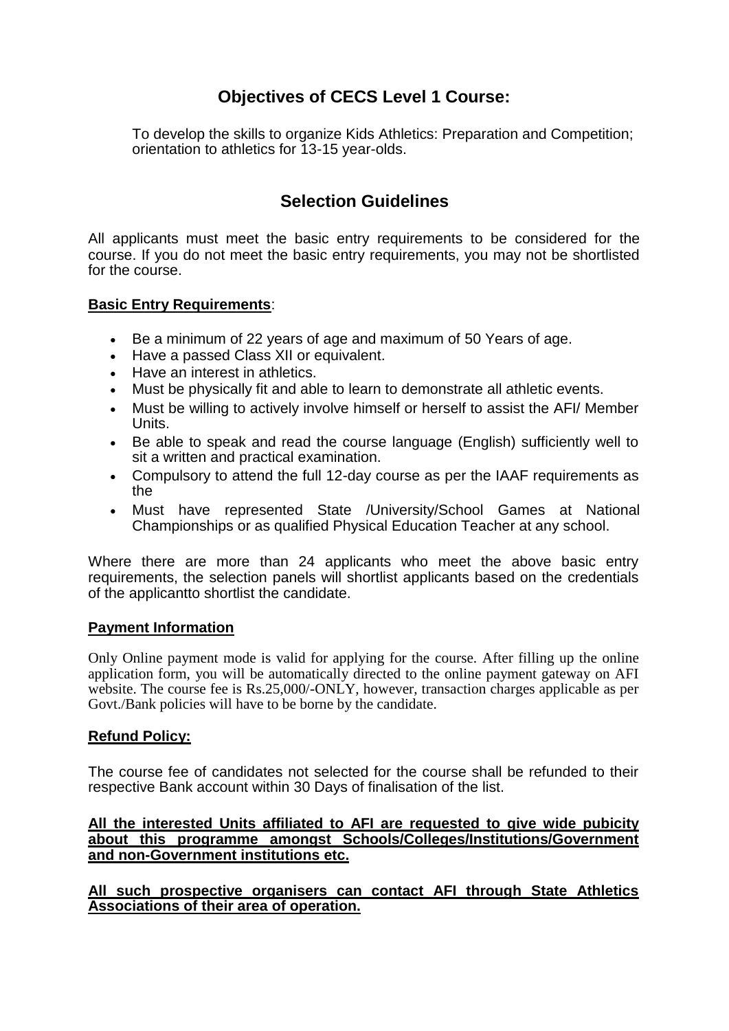## Objectives of CECS Level 1 Course:

To develop the skills to organize Kids Athletics: Preparation and Competition; orientation to athletics for 13-15 year-olds.

## Selection Guidelines

All applicants must meet the basic entry requirements to be considered for the course. If you do not meet the basic entry requirements, you may not be shortlisted for the course.

**Basic Entry Requirements**:

- Be a minimum of 22 years of age and maximum of 50 Years of age.
- Have a passed Class XII or equivalent.
- Have an interest in athletics.
- Must be physically fit and able to learn to demonstrate all athletic events.
- Must be willing to actively involve himself or herself to assist the AFI/ Member Units.
- Be able to speak and read the course language (English) sufficiently well to sit a written and practical examination.
- Compulsory to attend the full 12-day course as per the IAAF requirements as the
- Must have represented State /University/School Games at National Championships or as qualified Physical Education Teacher at any school.

Where there are more than 24 applicants who meet the above basic entry requirements, the selection panels will shortlist applicants based on the credentials of the applicantto shortlist the candidate.

**Payment Information**

Only Online payment mode is valid for applying for the course. After filling up the online application form, you will be automatically directed to the online payment gateway on AFI website. The course fee is Rs.25,000/-ONLY, however, transaction charges applicable as per Govt./Bank policies will have to be borne by the candidate.

**Refund Policy:**

The course fee of candidates not selected for the course shall be refunded to their respective Bank account within 30 Days of finalisation of the list.

**All the interested Units affiliated to AFI are requested to give wide pubicity about this programme amongst Schools/Colleges/Institutions/Government and non-Government institutions etc.**

**All such prospective organisers can contact AFI through State Athletics Associations of their area of operation.**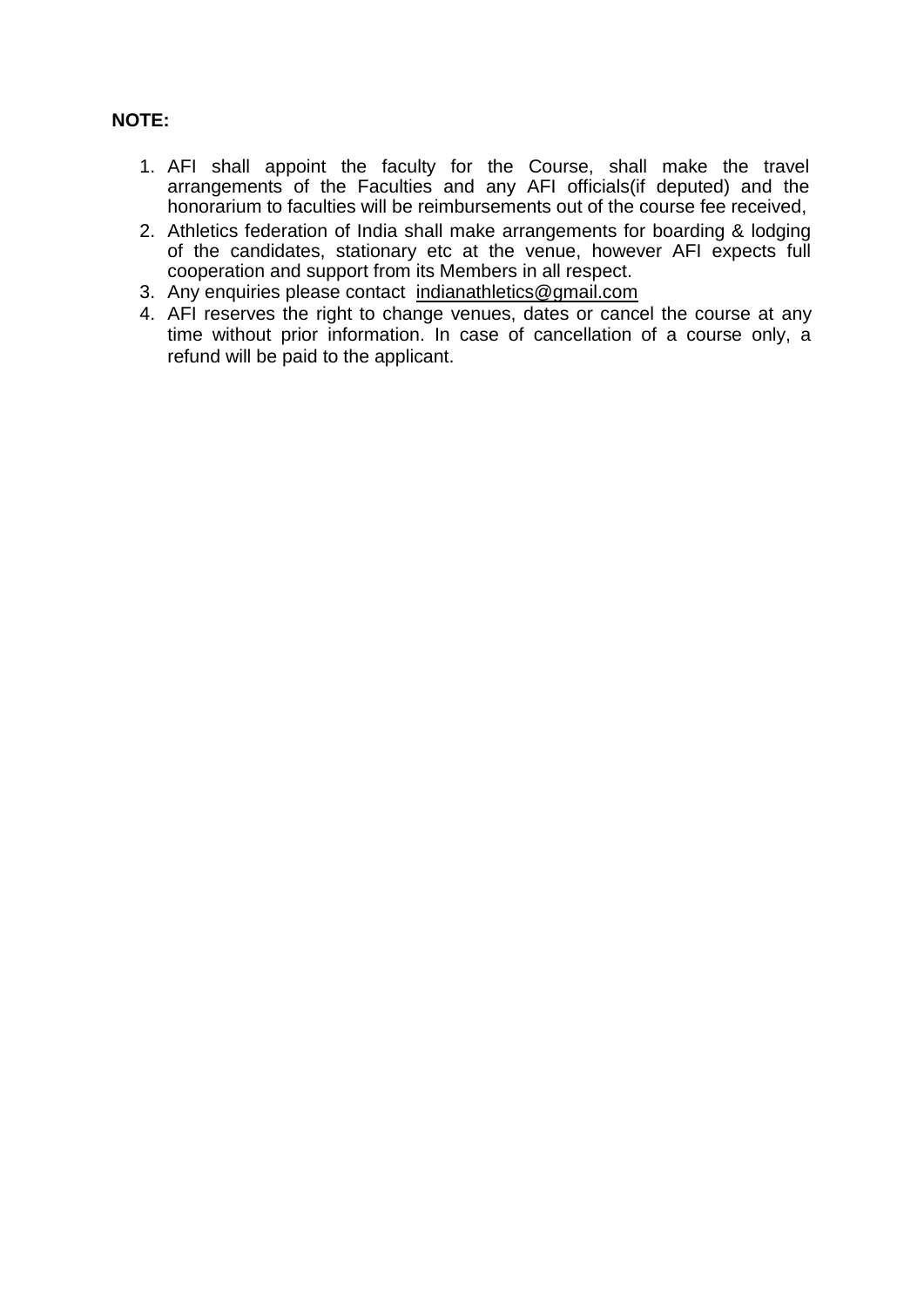**NOTE:**

1. AFI shall appoint the faculty for the Course, shall make the travel arrangements of the Faculties and any AFI officials(if deputed) and the honorarium to faculties will be reimbursements out of the course fee received,
2. Athletics federation of India shall make arrangements for boarding & lodging of the candidates, stationary etc at the venue, however AFI expects full cooperation and support from its Members in all respect.
3. Any enquiries please contact indianathletics@gmail.com
4. AFI reserves the right to change venues, dates or cancel the course at any time without prior information. In case of cancellation of a course only, a refund will be paid to the applicant.